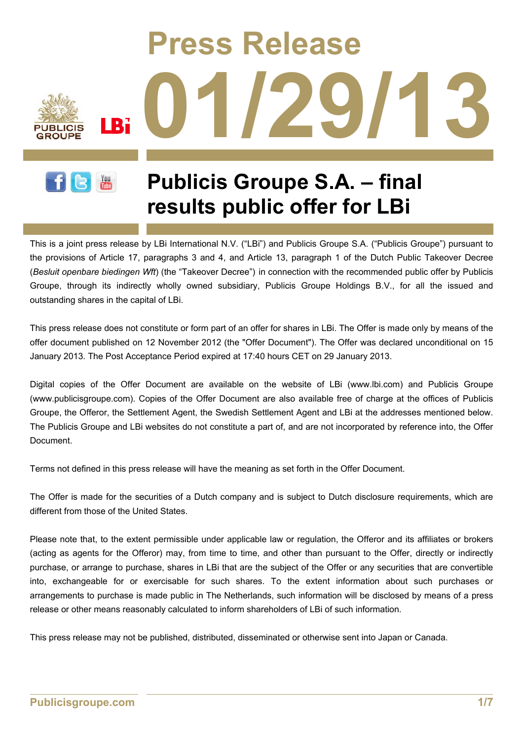# Press Release

# 01/29/13

## Publicis Groupe S.A. – final results public offer for LBi

This is a joint press release by LBi International N.V. ("LBi") and Publicis Groupe S.A. ("Publicis Groupe") pursuant to the provisions of Article 17, paragraphs 3 and 4, and Article 13, paragraph 1 of the Dutch Public Takeover Decree (*Besluit openbare biedingen Wft*) (the "Takeover Decree") in connection with the recommended public offer by Publicis Groupe, through its indirectly wholly owned subsidiary, Publicis Groupe Holdings B.V., for all the issued and outstanding shares in the capital of LBi.

This press release does not constitute or form part of an offer for shares in LBi. The Offer is made only by means of the offer document published on 12 November 2012 (the "Offer Document"). The Offer was declared unconditional on 15 January 2013. The Post Acceptance Period expired at 17:40 hours CET on 29 January 2013.

Digital copies of the Offer Document are available on the website of LBi (www.lbi.com) and Publicis Groupe (www.publicisgroupe.com). Copies of the Offer Document are also available free of charge at the offices of Publicis Groupe, the Offeror, the Settlement Agent, the Swedish Settlement Agent and LBi at the addresses mentioned below. The Publicis Groupe and LBi websites do not constitute a part of, and are not incorporated by reference into, the Offer Document.

Terms not defined in this press release will have the meaning as set forth in the Offer Document.

The Offer is made for the securities of a Dutch company and is subject to Dutch disclosure requirements, which are different from those of the United States.

Please note that, to the extent permissible under applicable law or regulation, the Offeror and its affiliates or brokers (acting as agents for the Offeror) may, from time to time, and other than pursuant to the Offer, directly or indirectly purchase, or arrange to purchase, shares in LBi that are the subject of the Offer or any securities that are convertible into, exchangeable for or exercisable for such shares. To the extent information about such purchases or arrangements to purchase is made public in The Netherlands, such information will be disclosed by means of a press release or other means reasonably calculated to inform shareholders of LBi of such information.

This press release may not be published, distributed, disseminated or otherwise sent into Japan or Canada.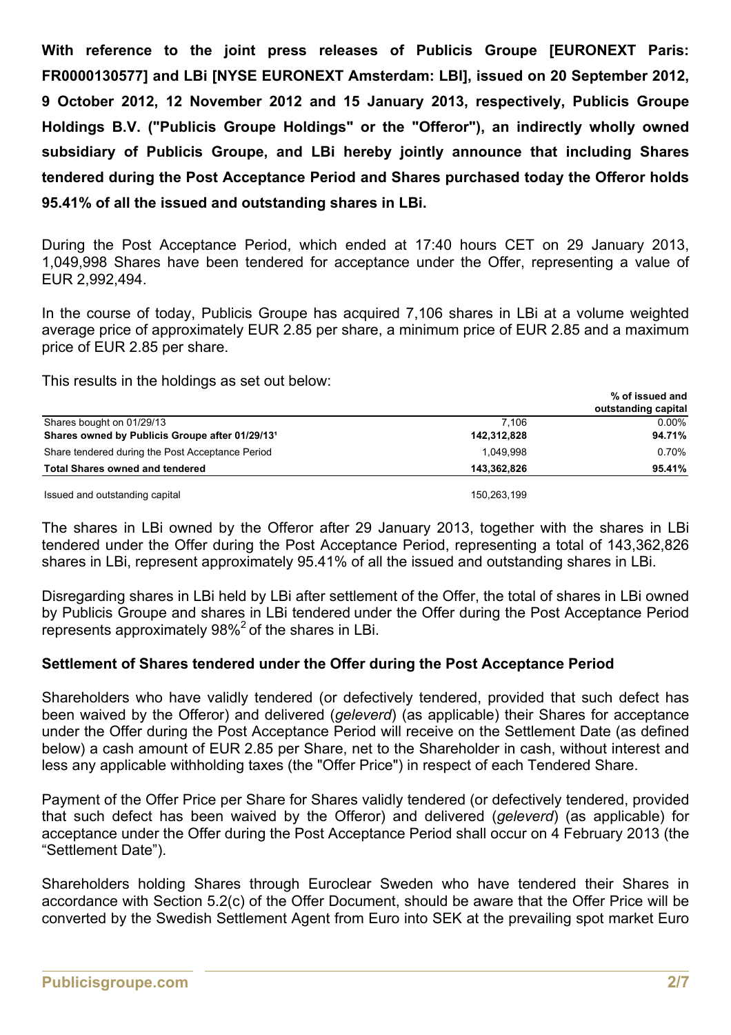**With reference to the joint press releases of Publicis Groupe [EURONEXT Paris: FR0000130577] and LBi [NYSE EURONEXT Amsterdam: LBI], issued on 20 September 2012, 9 October 2012, 12 November 2012 and 15 January 2013, respectively, Publicis Groupe Holdings B.V. ("Publicis Groupe Holdings" or the "Offeror"), an indirectly wholly owned subsidiary of Publicis Groupe, and LBi hereby jointly announce that including Shares tendered during the Post Acceptance Period and Shares purchased today the Offeror holds 95.41% of all the issued and outstanding shares in LBi.**

During the Post Acceptance Period, which ended at 17:40 hours CET on 29 January 2013, 1,049,998 Shares have been tendered for acceptance under the Offer, representing a value of EUR 2,992,494.

In the course of today, Publicis Groupe has acquired 7,106 shares in LBi at a volume weighted average price of approximately EUR 2.85 per share, a minimum price of EUR 2.85 and a maximum price of EUR 2.85 per share.

This results in the holdings as set out below:

| | | % of issued and outstanding capital |
|---|---|---|
| Shares bought on 01/29/13 | 7,106 | 0.00% |
| **Shares owned by Publicis Groupe after 01/29/13[1]** | **142,312,828** | **94.71%** |
| Share tendered during the Post Acceptance Period | 1,049,998 | 0.70% |
| **Total Shares owned and tendered** | **143,362,826** | **95.41%** |
| | | |
| Issued and outstanding capital | 150,263,199 | |

The shares in LBi owned by the Offeror after 29 January 2013, together with the shares in LBi tendered under the Offer during the Post Acceptance Period, representing a total of 143,362,826 shares in LBi, represent approximately 95.41% of all the issued and outstanding shares in LBi.

Disregarding shares in LBi held by LBi after settlement of the Offer, the total of shares in LBi owned by Publicis Groupe and shares in LBi tendered under the Offer during the Post Acceptance Period represents approximately 98%[2] of the shares in LBi.

**Settlement of Shares tendered under the Offer during the Post Acceptance Period**

Shareholders who have validly tendered (or defectively tendered, provided that such defect has been waived by the Offeror) and delivered (*geleverd*) (as applicable) their Shares for acceptance under the Offer during the Post Acceptance Period will receive on the Settlement Date (as defined below) a cash amount of EUR 2.85 per Share, net to the Shareholder in cash, without interest and less any applicable withholding taxes (the "Offer Price") in respect of each Tendered Share.

Payment of the Offer Price per Share for Shares validly tendered (or defectively tendered, provided that such defect has been waived by the Offeror) and delivered (*geleverd*) (as applicable) for acceptance under the Offer during the Post Acceptance Period shall occur on 4 February 2013 (the "Settlement Date").

Shareholders holding Shares through Euroclear Sweden who have tendered their Shares in accordance with Section 5.2(c) of the Offer Document, should be aware that the Offer Price will be converted by the Swedish Settlement Agent from Euro into SEK at the prevailing spot market Euro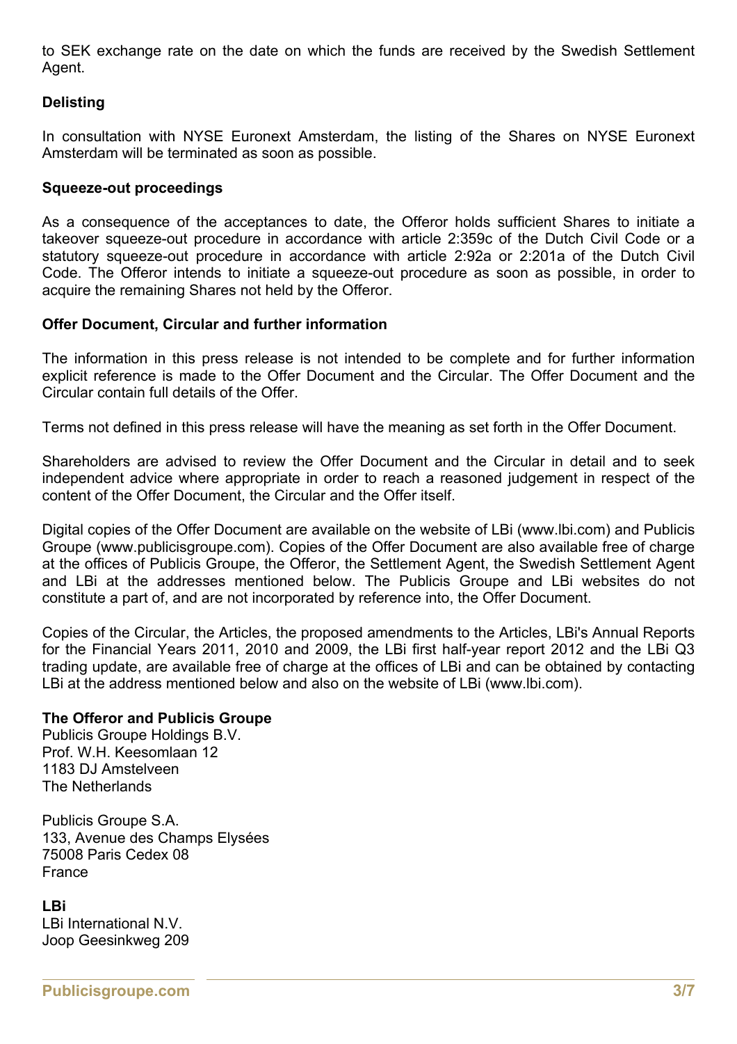to SEK exchange rate on the date on which the funds are received by the Swedish Settlement Agent.

**Delisting**

In consultation with NYSE Euronext Amsterdam, the listing of the Shares on NYSE Euronext Amsterdam will be terminated as soon as possible.

**Squeeze-out proceedings**

As a consequence of the acceptances to date, the Offeror holds sufficient Shares to initiate a takeover squeeze-out procedure in accordance with article 2:359c of the Dutch Civil Code or a statutory squeeze-out procedure in accordance with article 2:92a or 2:201a of the Dutch Civil Code. The Offeror intends to initiate a squeeze-out procedure as soon as possible, in order to acquire the remaining Shares not held by the Offeror.

**Offer Document, Circular and further information**

The information in this press release is not intended to be complete and for further information explicit reference is made to the Offer Document and the Circular. The Offer Document and the Circular contain full details of the Offer.

Terms not defined in this press release will have the meaning as set forth in the Offer Document.

Shareholders are advised to review the Offer Document and the Circular in detail and to seek independent advice where appropriate in order to reach a reasoned judgement in respect of the content of the Offer Document, the Circular and the Offer itself.

Digital copies of the Offer Document are available on the website of LBi (www.lbi.com) and Publicis Groupe (www.publicisgroupe.com). Copies of the Offer Document are also available free of charge at the offices of Publicis Groupe, the Offeror, the Settlement Agent, the Swedish Settlement Agent and LBi at the addresses mentioned below. The Publicis Groupe and LBi websites do not constitute a part of, and are not incorporated by reference into, the Offer Document.

Copies of the Circular, the Articles, the proposed amendments to the Articles, LBi's Annual Reports for the Financial Years 2011, 2010 and 2009, the LBi first half-year report 2012 and the LBi Q3 trading update, are available free of charge at the offices of LBi and can be obtained by contacting LBi at the address mentioned below and also on the website of LBi (www.lbi.com).

**The Offeror and Publicis Groupe**
Publicis Groupe Holdings B.V.
Prof. W.H. Keesomlaan 12
1183 DJ Amstelveen
The Netherlands

Publicis Groupe S.A.
133, Avenue des Champs Elysées
75008 Paris Cedex 08
France

**LBi**
LBi International N.V.
Joop Geesinkweg 209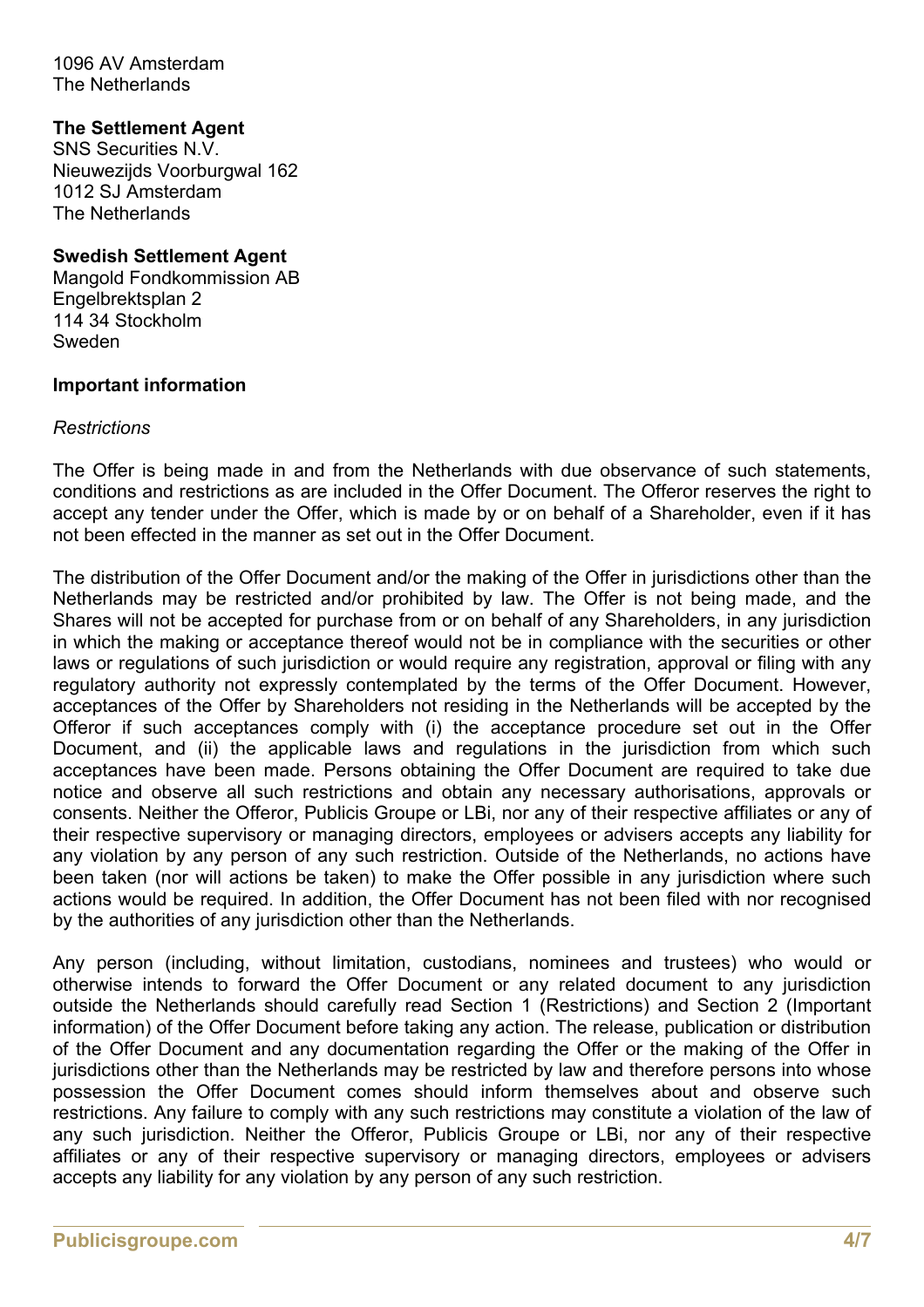1096 AV Amsterdam
The Netherlands

**The Settlement Agent**
SNS Securities N.V.
Nieuwezijds Voorburgwal 162
1012 SJ Amsterdam
The Netherlands

**Swedish Settlement Agent**
Mangold Fondkommission AB
Engelbrektsplan 2
114 34 Stockholm
Sweden

**Important information**

*Restrictions*

The Offer is being made in and from the Netherlands with due observance of such statements, conditions and restrictions as are included in the Offer Document. The Offeror reserves the right to accept any tender under the Offer, which is made by or on behalf of a Shareholder, even if it has not been effected in the manner as set out in the Offer Document.

The distribution of the Offer Document and/or the making of the Offer in jurisdictions other than the Netherlands may be restricted and/or prohibited by law. The Offer is not being made, and the Shares will not be accepted for purchase from or on behalf of any Shareholders, in any jurisdiction in which the making or acceptance thereof would not be in compliance with the securities or other laws or regulations of such jurisdiction or would require any registration, approval or filing with any regulatory authority not expressly contemplated by the terms of the Offer Document. However, acceptances of the Offer by Shareholders not residing in the Netherlands will be accepted by the Offeror if such acceptances comply with (i) the acceptance procedure set out in the Offer Document, and (ii) the applicable laws and regulations in the jurisdiction from which such acceptances have been made. Persons obtaining the Offer Document are required to take due notice and observe all such restrictions and obtain any necessary authorisations, approvals or consents. Neither the Offeror, Publicis Groupe or LBi, nor any of their respective affiliates or any of their respective supervisory or managing directors, employees or advisers accepts any liability for any violation by any person of any such restriction. Outside of the Netherlands, no actions have been taken (nor will actions be taken) to make the Offer possible in any jurisdiction where such actions would be required. In addition, the Offer Document has not been filed with nor recognised by the authorities of any jurisdiction other than the Netherlands.

Any person (including, without limitation, custodians, nominees and trustees) who would or otherwise intends to forward the Offer Document or any related document to any jurisdiction outside the Netherlands should carefully read Section 1 (Restrictions) and Section 2 (Important information) of the Offer Document before taking any action. The release, publication or distribution of the Offer Document and any documentation regarding the Offer or the making of the Offer in jurisdictions other than the Netherlands may be restricted by law and therefore persons into whose possession the Offer Document comes should inform themselves about and observe such restrictions. Any failure to comply with any such restrictions may constitute a violation of the law of any such jurisdiction. Neither the Offeror, Publicis Groupe or LBi, nor any of their respective affiliates or any of their respective supervisory or managing directors, employees or advisers accepts any liability for any violation by any person of any such restriction.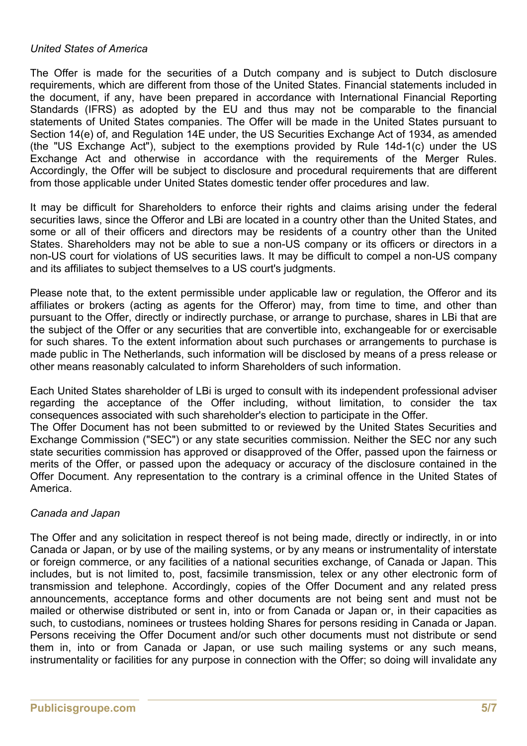*United States of America*

The Offer is made for the securities of a Dutch company and is subject to Dutch disclosure requirements, which are different from those of the United States. Financial statements included in the document, if any, have been prepared in accordance with International Financial Reporting Standards (IFRS) as adopted by the EU and thus may not be comparable to the financial statements of United States companies. The Offer will be made in the United States pursuant to Section 14(e) of, and Regulation 14E under, the US Securities Exchange Act of 1934, as amended (the "US Exchange Act"), subject to the exemptions provided by Rule 14d-1(c) under the US Exchange Act and otherwise in accordance with the requirements of the Merger Rules. Accordingly, the Offer will be subject to disclosure and procedural requirements that are different from those applicable under United States domestic tender offer procedures and law.

It may be difficult for Shareholders to enforce their rights and claims arising under the federal securities laws, since the Offeror and LBi are located in a country other than the United States, and some or all of their officers and directors may be residents of a country other than the United States. Shareholders may not be able to sue a non-US company or its officers or directors in a non-US court for violations of US securities laws. It may be difficult to compel a non-US company and its affiliates to subject themselves to a US court's judgments.

Please note that, to the extent permissible under applicable law or regulation, the Offeror and its affiliates or brokers (acting as agents for the Offeror) may, from time to time, and other than pursuant to the Offer, directly or indirectly purchase, or arrange to purchase, shares in LBi that are the subject of the Offer or any securities that are convertible into, exchangeable for or exercisable for such shares. To the extent information about such purchases or arrangements to purchase is made public in The Netherlands, such information will be disclosed by means of a press release or other means reasonably calculated to inform Shareholders of such information.

Each United States shareholder of LBi is urged to consult with its independent professional adviser regarding the acceptance of the Offer including, without limitation, to consider the tax consequences associated with such shareholder's election to participate in the Offer.
The Offer Document has not been submitted to or reviewed by the United States Securities and Exchange Commission ("SEC") or any state securities commission. Neither the SEC nor any such state securities commission has approved or disapproved of the Offer, passed upon the fairness or merits of the Offer, or passed upon the adequacy or accuracy of the disclosure contained in the Offer Document. Any representation to the contrary is a criminal offence in the United States of America.

*Canada and Japan*

The Offer and any solicitation in respect thereof is not being made, directly or indirectly, in or into Canada or Japan, or by use of the mailing systems, or by any means or instrumentality of interstate or foreign commerce, or any facilities of a national securities exchange, of Canada or Japan. This includes, but is not limited to, post, facsimile transmission, telex or any other electronic form of transmission and telephone. Accordingly, copies of the Offer Document and any related press announcements, acceptance forms and other documents are not being sent and must not be mailed or otherwise distributed or sent in, into or from Canada or Japan or, in their capacities as such, to custodians, nominees or trustees holding Shares for persons residing in Canada or Japan. Persons receiving the Offer Document and/or such other documents must not distribute or send them in, into or from Canada or Japan, or use such mailing systems or any such means, instrumentality or facilities for any purpose in connection with the Offer; so doing will invalidate any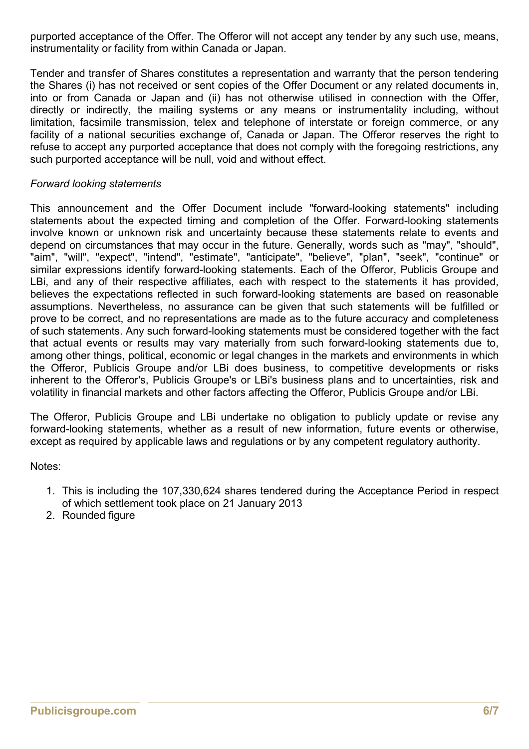purported acceptance of the Offer. The Offeror will not accept any tender by any such use, means, instrumentality or facility from within Canada or Japan.

Tender and transfer of Shares constitutes a representation and warranty that the person tendering the Shares (i) has not received or sent copies of the Offer Document or any related documents in, into or from Canada or Japan and (ii) has not otherwise utilised in connection with the Offer, directly or indirectly, the mailing systems or any means or instrumentality including, without limitation, facsimile transmission, telex and telephone of interstate or foreign commerce, or any facility of a national securities exchange of, Canada or Japan. The Offeror reserves the right to refuse to accept any purported acceptance that does not comply with the foregoing restrictions, any such purported acceptance will be null, void and without effect.

*Forward looking statements*

This announcement and the Offer Document include "forward-looking statements" including statements about the expected timing and completion of the Offer. Forward-looking statements involve known or unknown risk and uncertainty because these statements relate to events and depend on circumstances that may occur in the future. Generally, words such as "may", "should", "aim", "will", "expect", "intend", "estimate", "anticipate", "believe", "plan", "seek", "continue" or similar expressions identify forward-looking statements. Each of the Offeror, Publicis Groupe and LBi, and any of their respective affiliates, each with respect to the statements it has provided, believes the expectations reflected in such forward-looking statements are based on reasonable assumptions. Nevertheless, no assurance can be given that such statements will be fulfilled or prove to be correct, and no representations are made as to the future accuracy and completeness of such statements. Any such forward-looking statements must be considered together with the fact that actual events or results may vary materially from such forward-looking statements due to, among other things, political, economic or legal changes in the markets and environments in which the Offeror, Publicis Groupe and/or LBi does business, to competitive developments or risks inherent to the Offeror's, Publicis Groupe's or LBi's business plans and to uncertainties, risk and volatility in financial markets and other factors affecting the Offeror, Publicis Groupe and/or LBi.

The Offeror, Publicis Groupe and LBi undertake no obligation to publicly update or revise any forward-looking statements, whether as a result of new information, future events or otherwise, except as required by applicable laws and regulations or by any competent regulatory authority.

Notes:

1. This is including the 107,330,624 shares tendered during the Acceptance Period in respect of which settlement took place on 21 January 2013
2. Rounded figure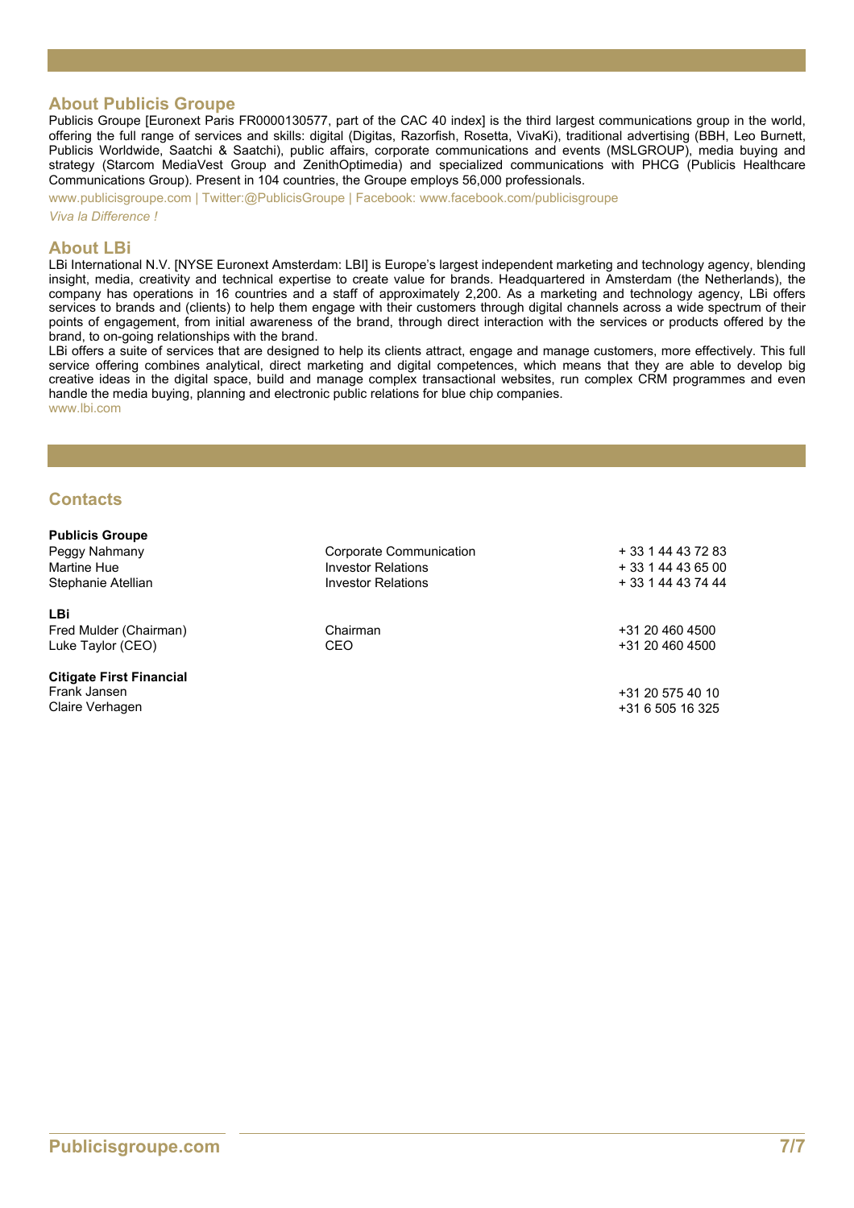## About Publicis Groupe

Publicis Groupe [Euronext Paris FR0000130577, part of the CAC 40 index] is the third largest communications group in the world, offering the full range of services and skills: digital (Digitas, Razorfish, Rosetta, VivaKi), traditional advertising (BBH, Leo Burnett, Publicis Worldwide, Saatchi & Saatchi), public affairs, corporate communications and events (MSLGROUP), media buying and strategy (Starcom MediaVest Group and ZenithOptimedia) and specialized communications with PHCG (Publicis Healthcare Communications Group). Present in 104 countries, the Groupe employs 56,000 professionals.

www.publicisgroupe.com | Twitter:@PublicisGroupe | Facebook: www.facebook.com/publicisgroupe

*Viva la Difference !*

## About LBi

LBi International N.V. [NYSE Euronext Amsterdam: LBI] is Europe's largest independent marketing and technology agency, blending insight, media, creativity and technical expertise to create value for brands. Headquartered in Amsterdam (the Netherlands), the company has operations in 16 countries and a staff of approximately 2,200. As a marketing and technology agency, LBi offers services to brands and (clients) to help them engage with their customers through digital channels across a wide spectrum of their points of engagement, from initial awareness of the brand, through direct interaction with the services or products offered by the brand, to on-going relationships with the brand.

LBi offers a suite of services that are designed to help its clients attract, engage and manage customers, more effectively. This full service offering combines analytical, direct marketing and digital competences, which means that they are able to develop big creative ideas in the digital space, build and manage complex transactional websites, run complex CRM programmes and even handle the media buying, planning and electronic public relations for blue chip companies.

www.lbi.com

## Contacts

| | | |
|---|---|---|
| **Publicis Groupe** | | |
| Peggy Nahmany | Corporate Communication | + 33 1 44 43 72 83 |
| Martine Hue | Investor Relations | + 33 1 44 43 65 00 |
| Stephanie Atellian | Investor Relations | + 33 1 44 43 74 44 |
| **LBi** | | |
| Fred Mulder (Chairman) | Chairman | +31 20 460 4500 |
| Luke Taylor (CEO) | CEO | +31 20 460 4500 |
| **Citigate First Financial** | | |
| Frank Jansen | | +31 20 575 40 10 |
| Claire Verhagen | | +31 6 505 16 325 |